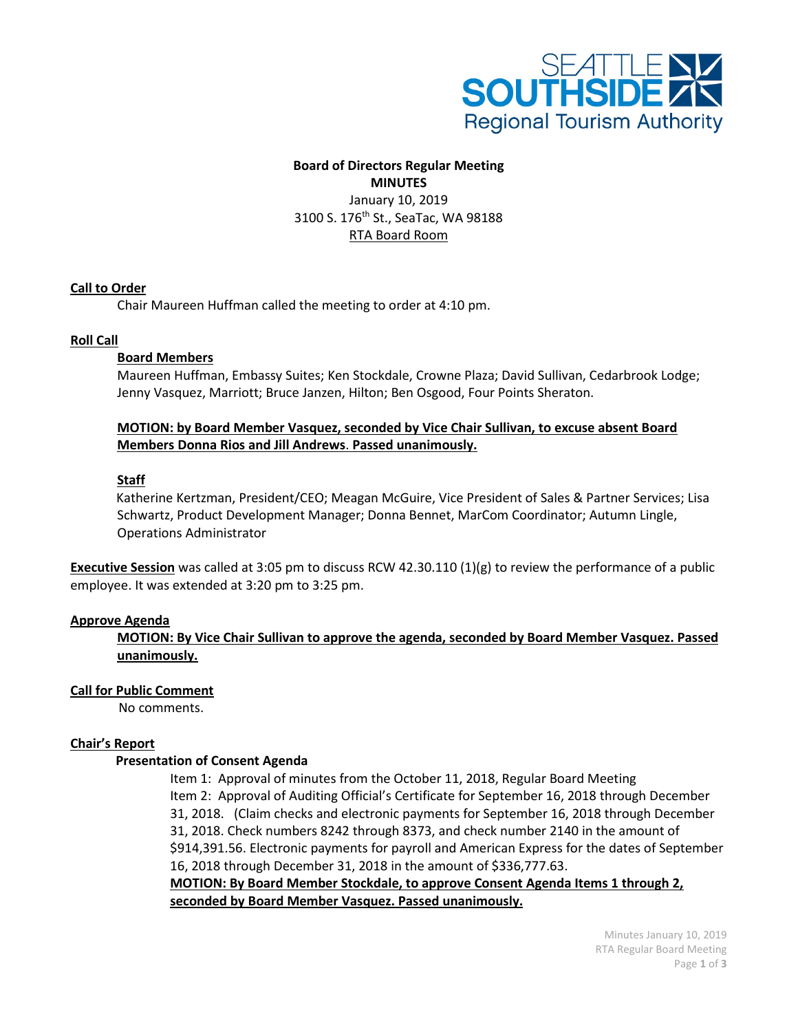SEATTLE SOUTHSIDE
Regional Tourism Authority

**Board of Directors Regular Meeting**
**MINUTES**
January 10, 2019
3100 S. 176th St., SeaTac, WA 98188
RTA Board Room

## Call to Order

Chair Maureen Huffman called the meeting to order at 4:10 pm.

## Roll Call

### Board Members

Maureen Huffman, Embassy Suites; Ken Stockdale, Crowne Plaza; David Sullivan, Cedarbrook Lodge; Jenny Vasquez, Marriott; Bruce Janzen, Hilton; Ben Osgood, Four Points Sheraton.

**MOTION: by Board Member Vasquez, seconded by Vice Chair Sullivan, to excuse absent Board Members Donna Rios and Jill Andrews. Passed unanimously.**

### Staff

Katherine Kertzman, President/CEO; Meagan McGuire, Vice President of Sales & Partner Services; Lisa Schwartz, Product Development Manager; Donna Bennet, MarCom Coordinator; Autumn Lingle, Operations Administrator

**Executive Session** was called at 3:05 pm to discuss RCW 42.30.110 (1)(g) to review the performance of a public employee. It was extended at 3:20 pm to 3:25 pm.

## Approve Agenda

**MOTION: By Vice Chair Sullivan to approve the agenda, seconded by Board Member Vasquez. Passed unanimously.**

## Call for Public Comment

No comments.

## Chair's Report

**Presentation of Consent Agenda**

Item 1: Approval of minutes from the October 11, 2018, Regular Board Meeting
Item 2: Approval of Auditing Official's Certificate for September 16, 2018 through December 31, 2018. (Claim checks and electronic payments for September 16, 2018 through December 31, 2018. Check numbers 8242 through 8373, and check number 2140 in the amount of $914,391.56. Electronic payments for payroll and American Express for the dates of September 16, 2018 through December 31, 2018 in the amount of $336,777.63.

**MOTION: By Board Member Stockdale, to approve Consent Agenda Items 1 through 2, seconded by Board Member Vasquez. Passed unanimously.**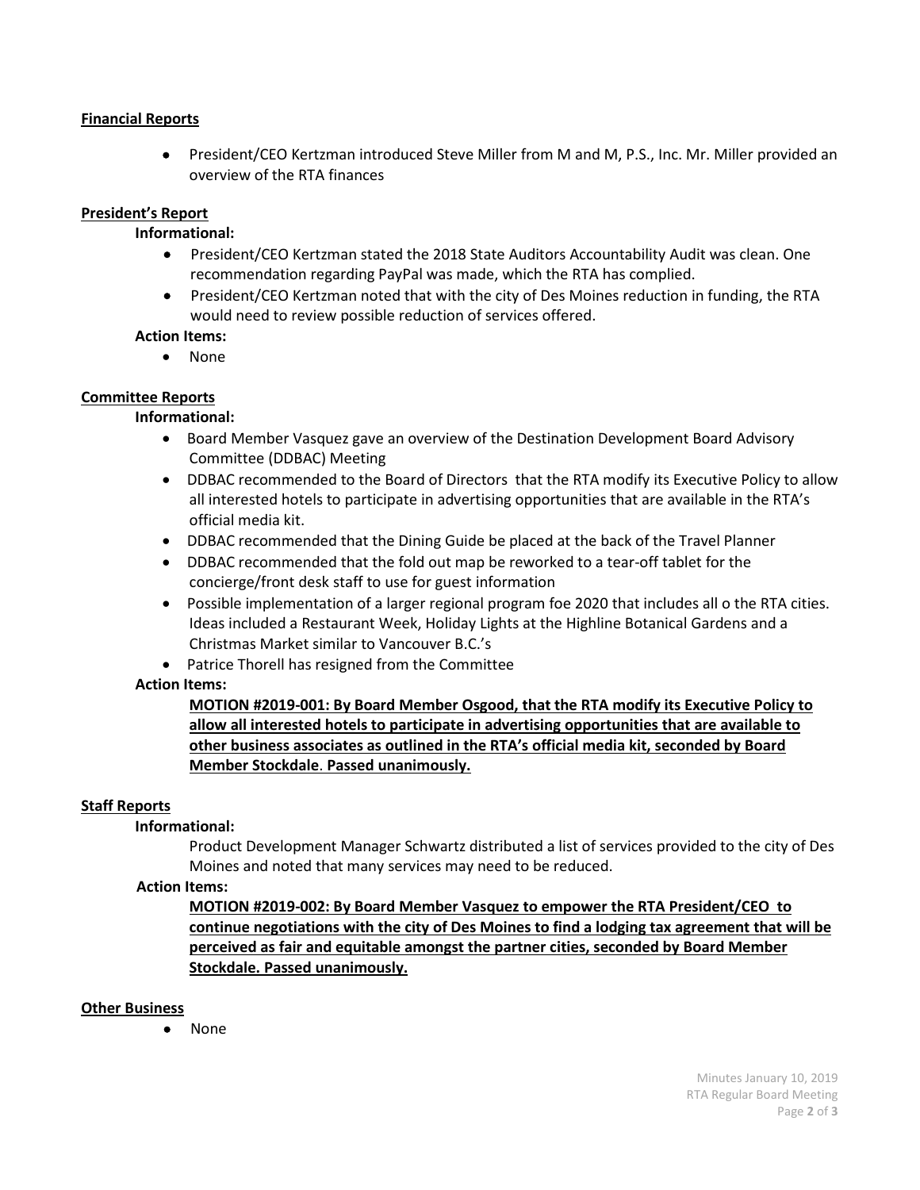**Financial Reports**

- President/CEO Kertzman introduced Steve Miller from M and M, P.S., Inc. Mr. Miller provided an overview of the RTA finances

**President's Report**

**Informational:**

- President/CEO Kertzman stated the 2018 State Auditors Accountability Audit was clean. One recommendation regarding PayPal was made, which the RTA has complied.
- President/CEO Kertzman noted that with the city of Des Moines reduction in funding, the RTA would need to review possible reduction of services offered.

**Action Items:**

- None

**Committee Reports**

**Informational:**

- Board Member Vasquez gave an overview of the Destination Development Board Advisory Committee (DDBAC) Meeting
- DDBAC recommended to the Board of Directors that the RTA modify its Executive Policy to allow all interested hotels to participate in advertising opportunities that are available in the RTA's official media kit.
- DDBAC recommended that the Dining Guide be placed at the back of the Travel Planner
- DDBAC recommended that the fold out map be reworked to a tear-off tablet for the concierge/front desk staff to use for guest information
- Possible implementation of a larger regional program foe 2020 that includes all o the RTA cities. Ideas included a Restaurant Week, Holiday Lights at the Highline Botanical Gardens and a Christmas Market similar to Vancouver B.C.'s
- Patrice Thorell has resigned from the Committee

**Action Items:**

**MOTION #2019-001: By Board Member Osgood, that the RTA modify its Executive Policy to allow all interested hotels to participate in advertising opportunities that are available to other business associates as outlined in the RTA's official media kit, seconded by Board Member Stockdale. Passed unanimously.**

**Staff Reports**

**Informational:**

Product Development Manager Schwartz distributed a list of services provided to the city of Des Moines and noted that many services may need to be reduced.

**Action Items:**

**MOTION #2019-002: By Board Member Vasquez to empower the RTA President/CEO to continue negotiations with the city of Des Moines to find a lodging tax agreement that will be perceived as fair and equitable amongst the partner cities, seconded by Board Member Stockdale. Passed unanimously.**

**Other Business**

- None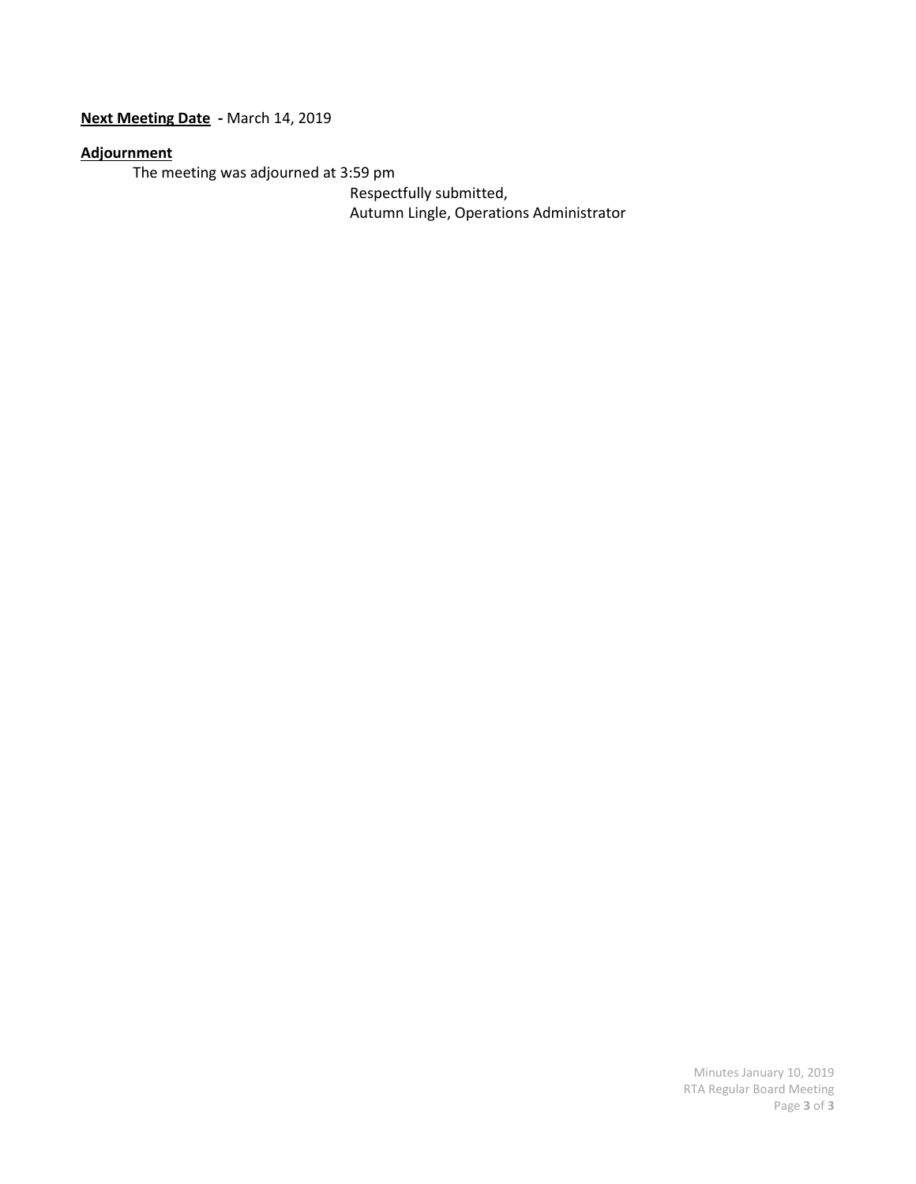**Next Meeting Date -** March 14, 2019

**Adjournment**

The meeting was adjourned at 3:59 pm

Respectfully submitted,
Autumn Lingle, Operations Administrator